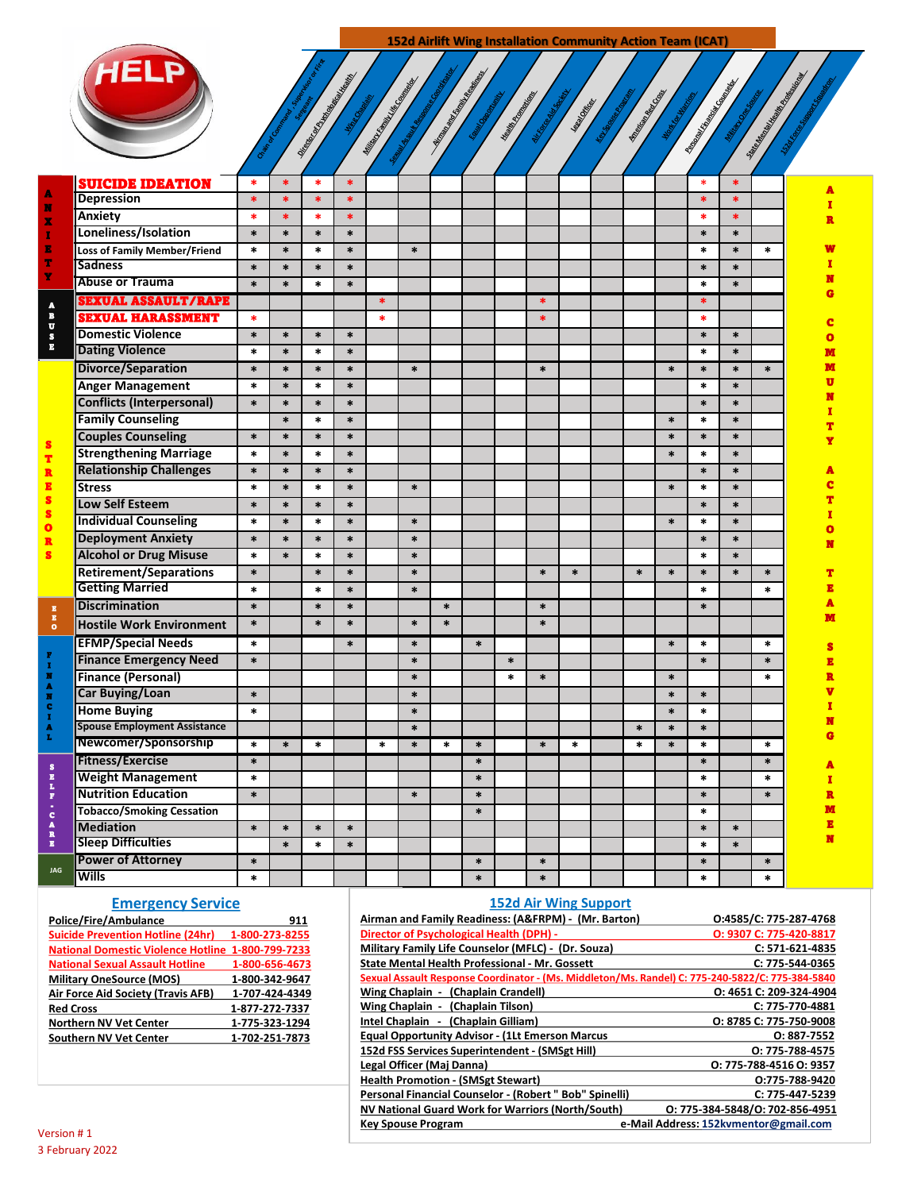# 152d Airlift Wing Installation Community Action Team (ICAT)

AIR WING COMMUNITY ACTION TEAM SERVING AIRMEN

| Category | Issue | Chain of Command, Supervisor or First Sergeant | Director of Psychological Health | Wing Chaplain | Military Family Life Counselor | Sexual Assault Response Coordinator | Airman and Family Readiness | Equal Opportunity | Health Promotions | Air Force Aid Society | Legal Officer | Key Spouses Program | American Red Cross | Work for Warriors | Personal Financial Counselor | Military One Source | State Mental Health Professional | 152d Force Support Squadron |
|---|---|---|---|---|---|---|---|---|---|---|---|---|---|---|---|---|---|---|
| ANXIETY | SUICIDE IDEATION | * | * | * | * | | | | | | | | | | | * | * | |
| | Depression | * | * | * | * | | | | | | | | | | | * | * | |
| | Anxiety | * | * | * | * | | | | | | | | | | | * | * | |
| | Loneliness/Isolation | * | * | * | * | | | | | | | | | | | * | * | |
| | Loss of Family Member/Friend | * | * | * | * | | * | | | | | | | | | * | * | * |
| | Sadness | * | * | * | * | | | | | | | | | | | * | * | |
| | Abuse or Trauma | * | * | * | * | | | | | | | | | | | * | * | |
| ABUSE | SEXUAL ASSAULT/RAPE | | | | | * | | | | | * | | | | | * | | |
| | SEXUAL HARASSMENT | * | | | | * | | | | | * | | | | | * | | |
| | Domestic Violence | * | * | * | * | | | | | | | | | | | * | * | |
| | Dating Violence | * | * | * | * | | | | | | | | | | | * | * | |
| STRESSORS | Divorce/Separation | * | * | * | * | | * | | | | * | | | | * | * | * | * |
| | Anger Management | * | * | * | * | | | | | | | | | | | * | * | |
| | Conflicts (Interpersonal) | * | * | * | * | | | | | | | | | | | * | * | |
| | Family Counseling | | * | * | * | | | | | | | | | | * | * | * | |
| | Couples Counseling | * | * | * | * | | | | | | | | | | * | * | * | |
| | Strengthening Marriage | * | * | * | * | | | | | | | | | | * | * | * | |
| | Relationship Challenges | * | * | * | * | | | | | | | | | | | * | * | |
| | Stress | * | * | * | * | | * | | | | | | | | * | * | * | |
| | Low Self Esteem | * | * | * | * | | | | | | | | | | | * | * | |
| | Individual Counseling | * | * | * | * | | * | | | | | | | | * | * | * | |
| | Deployment Anxiety | * | * | * | * | | * | | | | | | | | | * | * | |
| | Alcohol or Drug Misuse | * | * | * | * | | * | | | | | | | | | * | * | |
| | Retirement/Separations | * | | * | * | | * | | | | * | * | | * | * | * | * | * |
| | Getting Married | * | | * | * | | * | | | | | | | | | * | | * |
| EEO | Discrimination | * | | * | * | | | * | | | * | | | | | * | | |
| | Hostile Work Environment | * | | * | * | | * | * | | | * | | | | | | | |
| FINANCIAL | EFMP/Special Needs | * | | | * | | * | | * | | | | | | * | * | | * |
| | Finance Emergency Need | * | | | | | * | | | * | | | | | | * | | * |
| | Finance (Personal) | | | | | | * | | | * | * | | | | * | | | * |
| | Car Buying/Loan | * | | | | | * | | | | | | | | * | * | | |
| | Home Buying | * | | | | | * | | | | | | | | * | * | | |
| | Spouse Employment Assistance | | | | | | * | | | | | | | * | * | * | | |
| | Newcomer/Sponsorship | * | * | * | | * | * | * | * | | * | * | | * | * | * | | * |
| SELF-CARE | Fitness/Exercise | * | | | | | | | * | | | | | | | * | | * |
| | Weight Management | * | | | | | | | * | | | | | | | * | | * |
| | Nutrition Education | * | | | | | * | | * | | | | | | | * | | * |
| | Tobacco/Smoking Cessation | | | | | | | | * | | | | | | | * | | |
| | Mediation | * | * | * | * | | | | | | | | | | | * | * | |
| | Sleep Difficulties | | * | * | * | | | | | | | | | | | * | * | |
| JAG | Power of Attorney | * | | | | | | | * | | * | | | | | * | | * |
| | Wills | * | | | | | | | * | | * | | | | | * | | * |

## Emergency Service

| | |
|---|---|
| Police/Fire/Ambulance | 911 |
| Suicide Prevention Hotline (24hr) | 1-800-273-8255 |
| National Domestic Violence Hotline | 1-800-799-7233 |
| National Sexual Assault Hotline | 1-800-656-4673 |
| Military OneSource (MOS) | 1-800-342-9647 |
| Air Force Aid Society (Travis AFB) | 1-707-424-4349 |
| Red Cross | 1-877-272-7337 |
| Northern NV Vet Center | 1-775-323-1294 |
| Southern NV Vet Center | 1-702-251-7873 |

## 152d Air Wing Support

| | |
|---|---|
| Airman and Family Readiness: (A&FRPM) - (Mr. Barton) | O:4585/C: 775-287-4768 |
| Director of Psychological Health (DPH) - | O: 9307 C: 775-420-8817 |
| Military Family Life Counselor (MFLC) - (Dr. Souza) | C: 571-621-4835 |
| State Mental Health Professional - Mr. Gossett | C: 775-544-0365 |
| Sexual Assault Response Coordinator - (Ms. Middleton/Ms. Randel) | C: 775-240-5822/C: 775-384-5840 |
| Wing Chaplain - (Chaplain Crandell) | O: 4651 C: 209-324-4904 |
| Wing Chaplain - (Chaplain Tilson) | C: 775-770-4881 |
| Intel Chaplain - (Chaplain Gilliam) | O: 8785 C: 775-750-9008 |
| Equal Opportunity Advisor - (1Lt Emerson Marcus | O: 887-7552 |
| 152d FSS Services Superintendent - (SMSgt Hill) | C: 775-788-4575 |
| Legal Officer (Maj Danna) | O: 775-788-4516 O: 9357 |
| Health Promotion - (SMSgt Stewart) | O:775-788-9420 |
| Personal Financial Counselor - (Robert " Bob" Spinelli) | C: 775-447-5239 |
| NV National Guard Work for Warriors (North/South) | O: 775-384-5848/O: 702-856-4951 |
| Key Spouse Program | e-Mail Address: 152kvmentor@gmail.com |

Version # 1
3 February 2022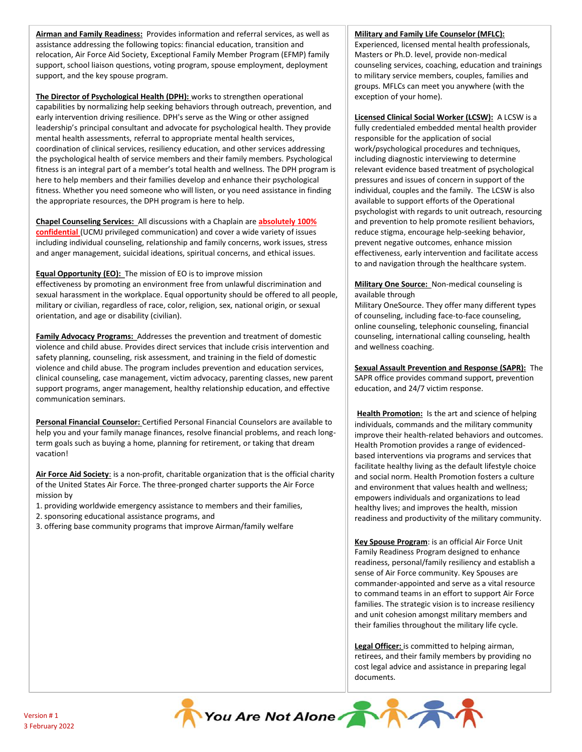**Airman and Family Readiness:** Provides information and referral services, as well as assistance addressing the following topics: financial education, transition and relocation, Air Force Aid Society, Exceptional Family Member Program (EFMP) family support, school liaison questions, voting program, spouse employment, deployment support, and the key spouse program.

**The Director of Psychological Health (DPH):** works to strengthen operational capabilities by normalizing help seeking behaviors through outreach, prevention, and early intervention driving resilience. DPH's serve as the Wing or other assigned leadership's principal consultant and advocate for psychological health. They provide mental health assessments, referral to appropriate mental health services, coordination of clinical services, resiliency education, and other services addressing the psychological health of service members and their family members. Psychological fitness is an integral part of a member's total health and wellness. The DPH program is here to help members and their families develop and enhance their psychological fitness. Whether you need someone who will listen, or you need assistance in finding the appropriate resources, the DPH program is here to help.

**Chapel Counseling Services:** All discussions with a Chaplain are **absolutely 100% confidential** (UCMJ privileged communication) and cover a wide variety of issues including individual counseling, relationship and family concerns, work issues, stress and anger management, suicidal ideations, spiritual concerns, and ethical issues.

**Equal Opportunity (EO):** The mission of EO is to improve mission effectiveness by promoting an environment free from unlawful discrimination and sexual harassment in the workplace. Equal opportunity should be offered to all people, military or civilian, regardless of race, color, religion, sex, national origin, or sexual orientation, and age or disability (civilian).

**Family Advocacy Programs:** Addresses the prevention and treatment of domestic violence and child abuse. Provides direct services that include crisis intervention and safety planning, counseling, risk assessment, and training in the field of domestic violence and child abuse. The program includes prevention and education services, clinical counseling, case management, victim advocacy, parenting classes, new parent support programs, anger management, healthy relationship education, and effective communication seminars.

**Personal Financial Counselor:** Certified Personal Financial Counselors are available to help you and your family manage finances, resolve financial problems, and reach long-term goals such as buying a home, planning for retirement, or taking that dream vacation!

**Air Force Aid Society**: is a non-profit, charitable organization that is the official charity of the United States Air Force. The three-pronged charter supports the Air Force mission by

1. providing worldwide emergency assistance to members and their families,
2. sponsoring educational assistance programs, and
3. offering base community programs that improve Airman/family welfare

**Military and Family Life Counselor (MFLC):** Experienced, licensed mental health professionals, Masters or Ph.D. level, provide non-medical counseling services, coaching, education and trainings to military service members, couples, families and groups. MFLCs can meet you anywhere (with the exception of your home).

**Licensed Clinical Social Worker (LCSW):** A LCSW is a fully credentialed embedded mental health provider responsible for the application of social work/psychological procedures and techniques, including diagnostic interviewing to determine relevant evidence based treatment of psychological pressures and issues of concern in support of the individual, couples and the family. The LCSW is also available to support efforts of the Operational psychologist with regards to unit outreach, resourcing and prevention to help promote resilient behaviors, reduce stigma, encourage help-seeking behavior, prevent negative outcomes, enhance mission effectiveness, early intervention and facilitate access to and navigation through the healthcare system.

**Military One Source:** Non-medical counseling is available through Military OneSource. They offer many different types of counseling, including face-to-face counseling, online counseling, telephonic counseling, financial counseling, international calling counseling, health and wellness coaching.

**Sexual Assault Prevention and Response (SAPR):** The SAPR office provides command support, prevention education, and 24/7 victim response.

**Health Promotion:** Is the art and science of helping individuals, commands and the military community improve their health-related behaviors and outcomes. Health Promotion provides a range of evidenced-based interventions via programs and services that facilitate healthy living as the default lifestyle choice and social norm. Health Promotion fosters a culture and environment that values health and wellness; empowers individuals and organizations to lead healthy lives; and improves the health, mission readiness and productivity of the military community.

**Key Spouse Program**: is an official Air Force Unit Family Readiness Program designed to enhance readiness, personal/family resiliency and establish a sense of Air Force community. Key Spouses are commander-appointed and serve as a vital resource to command teams in an effort to support Air Force families. The strategic vision is to increase resiliency and unit cohesion amongst military members and their families throughout the military life cycle.

**Legal Officer:** is committed to helping airman, retirees, and their family members by providing no cost legal advice and assistance in preparing legal documents.

Version # 1
3 February 2022

You Are Not Alone